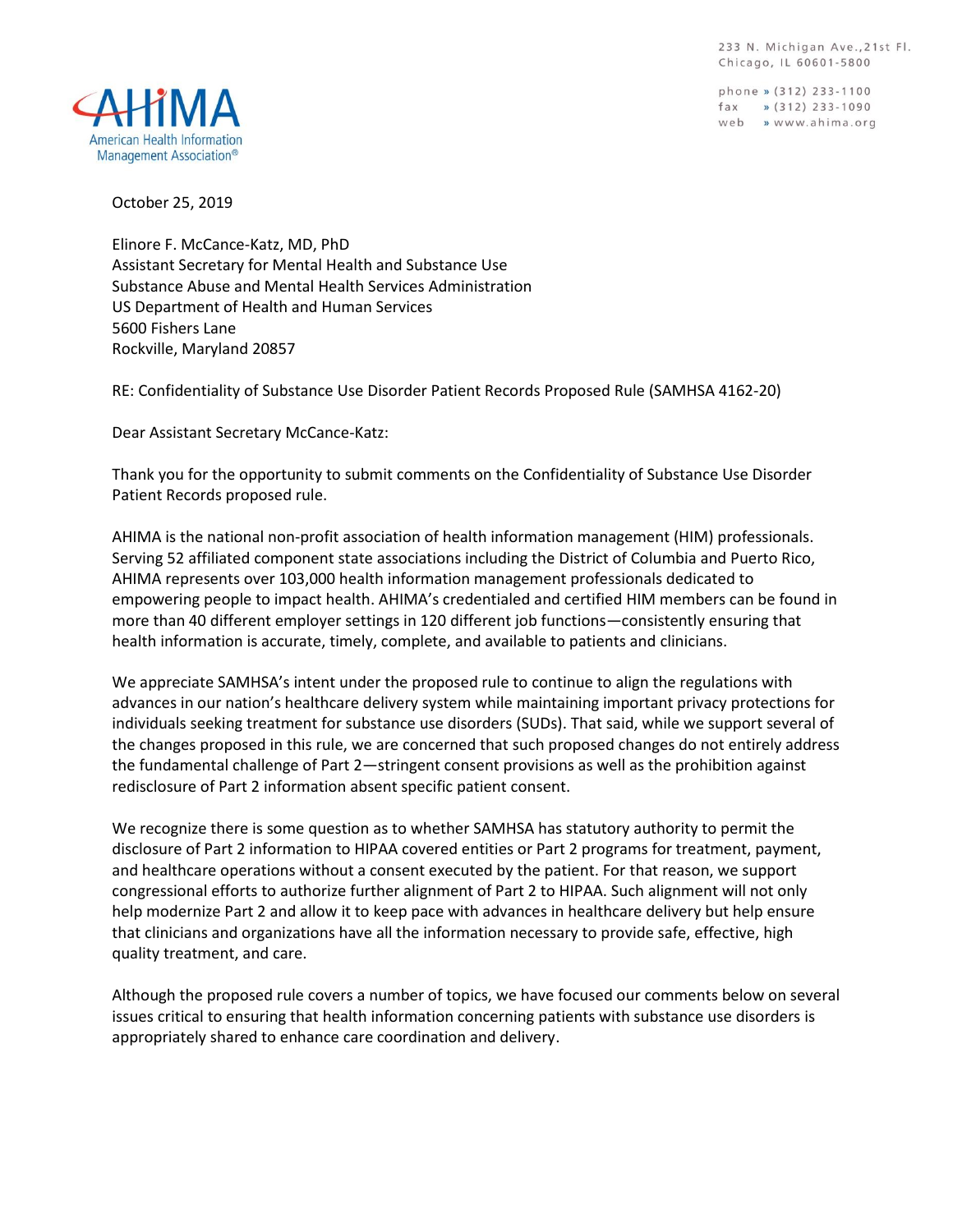AHIMA
American Health Information Management Association®

233 N. Michigan Ave., 21st Fl.
Chicago, IL 60601-5800

phone » (312) 233-1100
fax » (312) 233-1090
web » www.ahima.org

October 25, 2019

Elinore F. McCance-Katz, MD, PhD
Assistant Secretary for Mental Health and Substance Use
Substance Abuse and Mental Health Services Administration
US Department of Health and Human Services
5600 Fishers Lane
Rockville, Maryland 20857

RE: Confidentiality of Substance Use Disorder Patient Records Proposed Rule (SAMHSA 4162-20)

Dear Assistant Secretary McCance-Katz:

Thank you for the opportunity to submit comments on the Confidentiality of Substance Use Disorder Patient Records proposed rule.

AHIMA is the national non-profit association of health information management (HIM) professionals. Serving 52 affiliated component state associations including the District of Columbia and Puerto Rico, AHIMA represents over 103,000 health information management professionals dedicated to empowering people to impact health. AHIMA's credentialed and certified HIM members can be found in more than 40 different employer settings in 120 different job functions—consistently ensuring that health information is accurate, timely, complete, and available to patients and clinicians.

We appreciate SAMHSA's intent under the proposed rule to continue to align the regulations with advances in our nation's healthcare delivery system while maintaining important privacy protections for individuals seeking treatment for substance use disorders (SUDs). That said, while we support several of the changes proposed in this rule, we are concerned that such proposed changes do not entirely address the fundamental challenge of Part 2—stringent consent provisions as well as the prohibition against redisclosure of Part 2 information absent specific patient consent.

We recognize there is some question as to whether SAMHSA has statutory authority to permit the disclosure of Part 2 information to HIPAA covered entities or Part 2 programs for treatment, payment, and healthcare operations without a consent executed by the patient. For that reason, we support congressional efforts to authorize further alignment of Part 2 to HIPAA. Such alignment will not only help modernize Part 2 and allow it to keep pace with advances in healthcare delivery but help ensure that clinicians and organizations have all the information necessary to provide safe, effective, high quality treatment, and care.

Although the proposed rule covers a number of topics, we have focused our comments below on several issues critical to ensuring that health information concerning patients with substance use disorders is appropriately shared to enhance care coordination and delivery.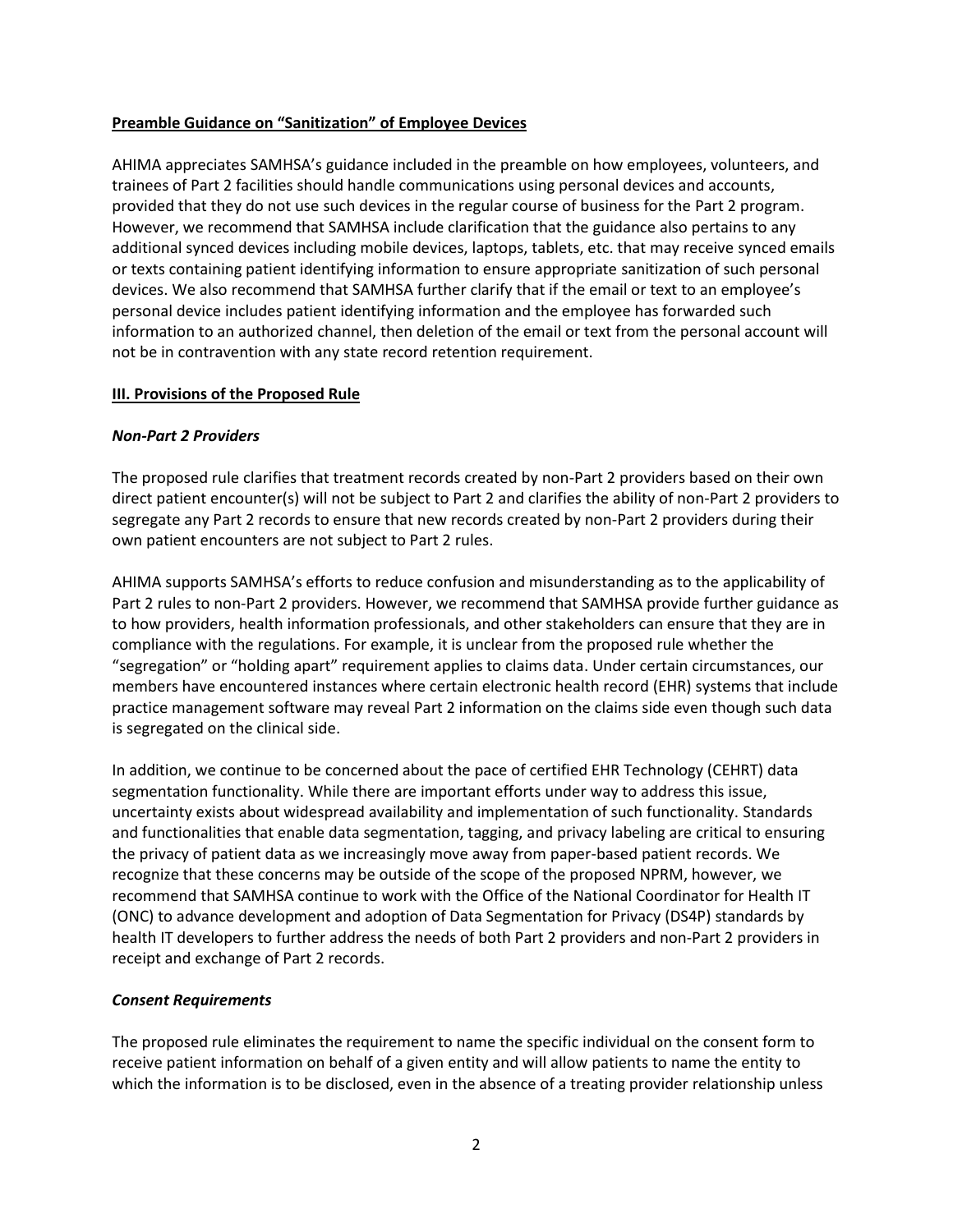**Preamble Guidance on "Sanitization" of Employee Devices**

AHIMA appreciates SAMHSA's guidance included in the preamble on how employees, volunteers, and trainees of Part 2 facilities should handle communications using personal devices and accounts, provided that they do not use such devices in the regular course of business for the Part 2 program. However, we recommend that SAMHSA include clarification that the guidance also pertains to any additional synced devices including mobile devices, laptops, tablets, etc. that may receive synced emails or texts containing patient identifying information to ensure appropriate sanitization of such personal devices. We also recommend that SAMHSA further clarify that if the email or text to an employee's personal device includes patient identifying information and the employee has forwarded such information to an authorized channel, then deletion of the email or text from the personal account will not be in contravention with any state record retention requirement.

**III. Provisions of the Proposed Rule**

***Non-Part 2 Providers***

The proposed rule clarifies that treatment records created by non-Part 2 providers based on their own direct patient encounter(s) will not be subject to Part 2 and clarifies the ability of non-Part 2 providers to segregate any Part 2 records to ensure that new records created by non-Part 2 providers during their own patient encounters are not subject to Part 2 rules.

AHIMA supports SAMHSA's efforts to reduce confusion and misunderstanding as to the applicability of Part 2 rules to non-Part 2 providers. However, we recommend that SAMHSA provide further guidance as to how providers, health information professionals, and other stakeholders can ensure that they are in compliance with the regulations. For example, it is unclear from the proposed rule whether the "segregation" or "holding apart" requirement applies to claims data. Under certain circumstances, our members have encountered instances where certain electronic health record (EHR) systems that include practice management software may reveal Part 2 information on the claims side even though such data is segregated on the clinical side.

In addition, we continue to be concerned about the pace of certified EHR Technology (CEHRT) data segmentation functionality. While there are important efforts under way to address this issue, uncertainty exists about widespread availability and implementation of such functionality. Standards and functionalities that enable data segmentation, tagging, and privacy labeling are critical to ensuring the privacy of patient data as we increasingly move away from paper-based patient records. We recognize that these concerns may be outside of the scope of the proposed NPRM, however, we recommend that SAMHSA continue to work with the Office of the National Coordinator for Health IT (ONC) to advance development and adoption of Data Segmentation for Privacy (DS4P) standards by health IT developers to further address the needs of both Part 2 providers and non-Part 2 providers in receipt and exchange of Part 2 records.

***Consent Requirements***

The proposed rule eliminates the requirement to name the specific individual on the consent form to receive patient information on behalf of a given entity and will allow patients to name the entity to which the information is to be disclosed, even in the absence of a treating provider relationship unless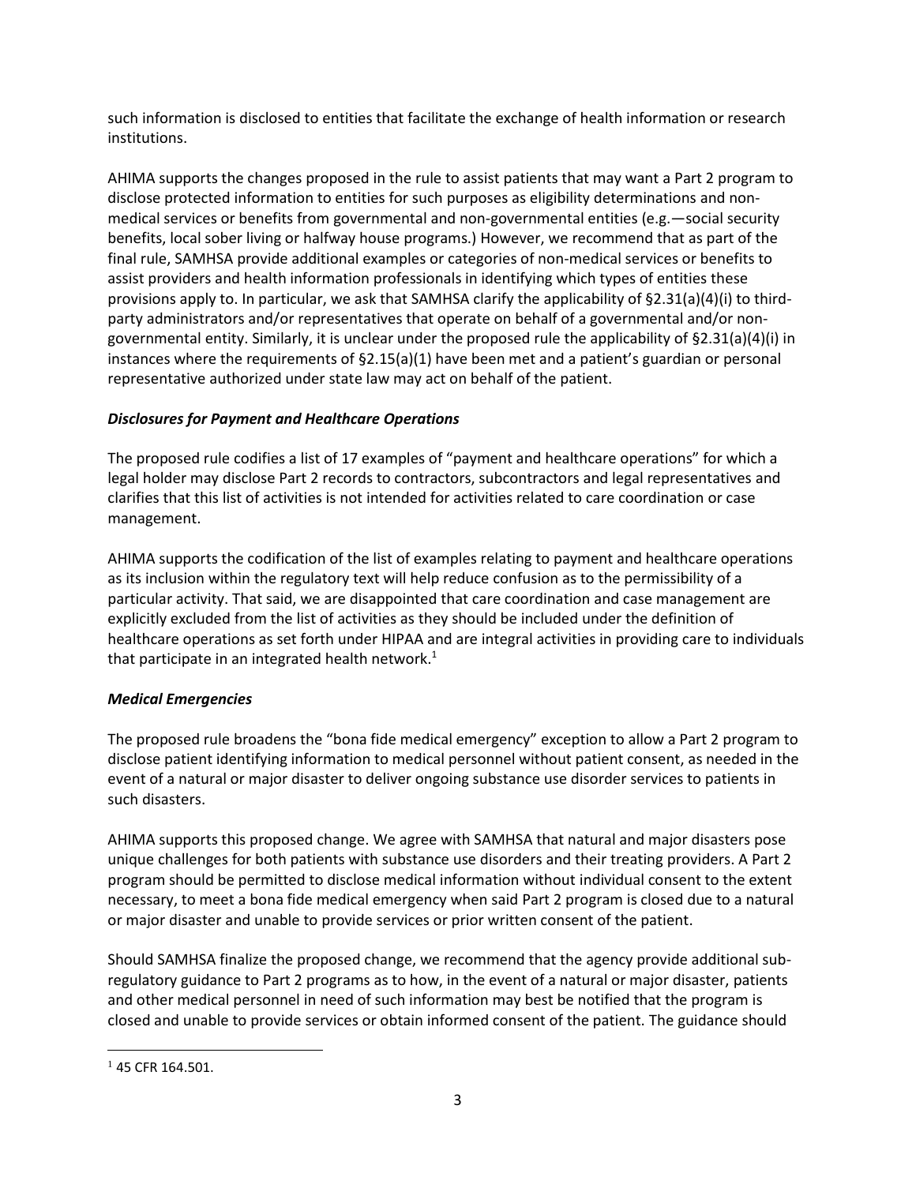such information is disclosed to entities that facilitate the exchange of health information or research institutions.

AHIMA supports the changes proposed in the rule to assist patients that may want a Part 2 program to disclose protected information to entities for such purposes as eligibility determinations and non-medical services or benefits from governmental and non-governmental entities (e.g.—social security benefits, local sober living or halfway house programs.) However, we recommend that as part of the final rule, SAMHSA provide additional examples or categories of non-medical services or benefits to assist providers and health information professionals in identifying which types of entities these provisions apply to. In particular, we ask that SAMHSA clarify the applicability of §2.31(a)(4)(i) to third-party administrators and/or representatives that operate on behalf of a governmental and/or non-governmental entity. Similarly, it is unclear under the proposed rule the applicability of §2.31(a)(4)(i) in instances where the requirements of §2.15(a)(1) have been met and a patient's guardian or personal representative authorized under state law may act on behalf of the patient.

### *Disclosures for Payment and Healthcare Operations*

The proposed rule codifies a list of 17 examples of "payment and healthcare operations" for which a legal holder may disclose Part 2 records to contractors, subcontractors and legal representatives and clarifies that this list of activities is not intended for activities related to care coordination or case management.

AHIMA supports the codification of the list of examples relating to payment and healthcare operations as its inclusion within the regulatory text will help reduce confusion as to the permissibility of a particular activity. That said, we are disappointed that care coordination and case management are explicitly excluded from the list of activities as they should be included under the definition of healthcare operations as set forth under HIPAA and are integral activities in providing care to individuals that participate in an integrated health network.[1]

### *Medical Emergencies*

The proposed rule broadens the "bona fide medical emergency" exception to allow a Part 2 program to disclose patient identifying information to medical personnel without patient consent, as needed in the event of a natural or major disaster to deliver ongoing substance use disorder services to patients in such disasters.

AHIMA supports this proposed change. We agree with SAMHSA that natural and major disasters pose unique challenges for both patients with substance use disorders and their treating providers. A Part 2 program should be permitted to disclose medical information without individual consent to the extent necessary, to meet a bona fide medical emergency when said Part 2 program is closed due to a natural or major disaster and unable to provide services or prior written consent of the patient.

Should SAMHSA finalize the proposed change, we recommend that the agency provide additional sub-regulatory guidance to Part 2 programs as to how, in the event of a natural or major disaster, patients and other medical personnel in need of such information may best be notified that the program is closed and unable to provide services or obtain informed consent of the patient. The guidance should

---

[1] 45 CFR 164.501.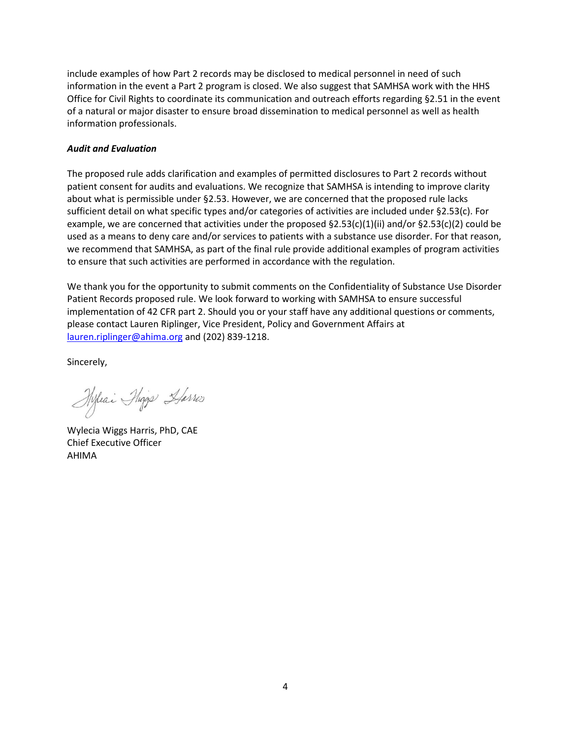include examples of how Part 2 records may be disclosed to medical personnel in need of such information in the event a Part 2 program is closed. We also suggest that SAMHSA work with the HHS Office for Civil Rights to coordinate its communication and outreach efforts regarding §2.51 in the event of a natural or major disaster to ensure broad dissemination to medical personnel as well as health information professionals.

***Audit and Evaluation***

The proposed rule adds clarification and examples of permitted disclosures to Part 2 records without patient consent for audits and evaluations. We recognize that SAMHSA is intending to improve clarity about what is permissible under §2.53. However, we are concerned that the proposed rule lacks sufficient detail on what specific types and/or categories of activities are included under §2.53(c). For example, we are concerned that activities under the proposed §2.53(c)(1)(ii) and/or §2.53(c)(2) could be used as a means to deny care and/or services to patients with a substance use disorder. For that reason, we recommend that SAMHSA, as part of the final rule provide additional examples of program activities to ensure that such activities are performed in accordance with the regulation.

We thank you for the opportunity to submit comments on the Confidentiality of Substance Use Disorder Patient Records proposed rule. We look forward to working with SAMHSA to ensure successful implementation of 42 CFR part 2. Should you or your staff have any additional questions or comments, please contact Lauren Riplinger, Vice President, Policy and Government Affairs at lauren.riplinger@ahima.org and (202) 839-1218.

Sincerely,

Wylecia Wiggs Harris

Wylecia Wiggs Harris, PhD, CAE
Chief Executive Officer
AHIMA